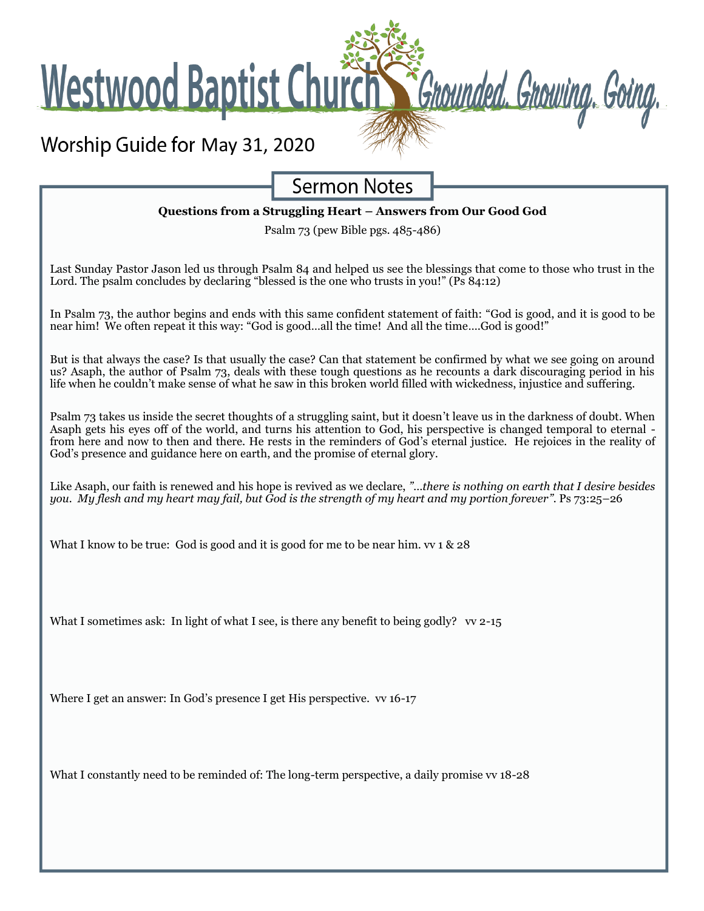# Westwood Baptist Church

*Grounded. Growing. Going.*

Worship Guide for May 31, 2020

## Sermon Notes

**Questions from a Struggling Heart – Answers from Our Good God**

Psalm 73 (pew Bible pgs. 485-486)

Last Sunday Pastor Jason led us through Psalm 84 and helped us see the blessings that come to those who trust in the Lord. The psalm concludes by declaring "blessed is the one who trusts in you!" (Ps 84:12)

In Psalm 73, the author begins and ends with this same confident statement of faith: "God is good, and it is good to be near him! We often repeat it this way: "God is good…all the time! And all the time….God is good!"

But is that always the case? Is that usually the case? Can that statement be confirmed by what we see going on around us? Asaph, the author of Psalm 73, deals with these tough questions as he recounts a dark discouraging period in his life when he couldn't make sense of what he saw in this broken world filled with wickedness, injustice and suffering.

Psalm 73 takes us inside the secret thoughts of a struggling saint, but it doesn't leave us in the darkness of doubt. When Asaph gets his eyes off of the world, and turns his attention to God, his perspective is changed temporal to eternal - from here and now to then and there. He rests in the reminders of God's eternal justice. He rejoices in the reality of God's presence and guidance here on earth, and the promise of eternal glory.

Like Asaph, our faith is renewed and his hope is revived as we declare, *"…there is nothing on earth that I desire besides you. My flesh and my heart may fail, but God is the strength of my heart and my portion forever"*. Ps 73:25–26

What I know to be true: God is good and it is good for me to be near him. vv 1 & 28

What I sometimes ask: In light of what I see, is there any benefit to being godly? vv 2-15

Where I get an answer: In God's presence I get His perspective. vv 16-17

What I constantly need to be reminded of: The long-term perspective, a daily promise vv 18-28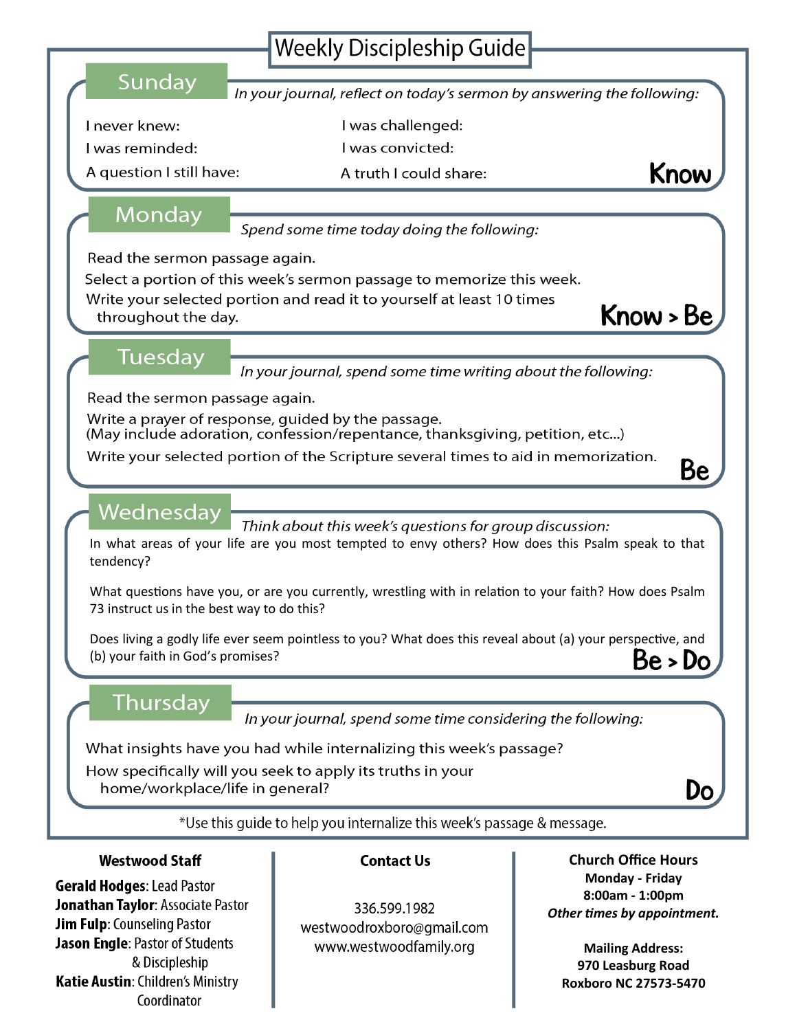# Weekly Discipleship Guide

## Sunday

*In your journal, reflect on today's sermon by answering the following:*

I never knew:

I was reminded:

A question I still have:

I was challenged:

I was convicted:

A truth I could share:

**Know**

## Monday

*Spend some time today doing the following:*

Read the sermon passage again.

Select a portion of this week's sermon passage to memorize this week.

Write your selected portion and read it to yourself at least 10 times throughout the day.

**Know > Be**

## Tuesday

*In your journal, spend some time writing about the following:*

Read the sermon passage again.

Write a prayer of response, guided by the passage.
(May include adoration, confession/repentance, thanksgiving, petition, etc...)

Write your selected portion of the Scripture several times to aid in memorization.

**Be**

## Wednesday

*Think about this week's questions for group discussion:*

In what areas of your life are you most tempted to envy others? How does this Psalm speak to that tendency?

What questions have you, or are you currently, wrestling with in relation to your faith? How does Psalm 73 instruct us in the best way to do this?

Does living a godly life ever seem pointless to you? What does this reveal about (a) your perspective, and (b) your faith in God's promises?

**Be > Do**

## Thursday

*In your journal, spend some time considering the following:*

What insights have you had while internalizing this week's passage?

How specifically will you seek to apply its truths in your home/workplace/life in general?

**Do**

*Use this guide to help you internalize this week's passage & message.

### Westwood Staff

**Gerald Hodges**: Lead Pastor
**Jonathan Taylor**: Associate Pastor
**Jim Fulp**: Counseling Pastor
**Jason Engle**: Pastor of Students & Discipleship
**Katie Austin**: Children's Ministry Coordinator

### Contact Us

336.599.1982
westwoodroxboro@gmail.com
www.westwoodfamily.org

### Church Office Hours

**Monday - Friday**
**8:00am - 1:00pm**
***Other times by appointment.***

**Mailing Address:**
**970 Leasburg Road**
**Roxboro NC 27573-5470**